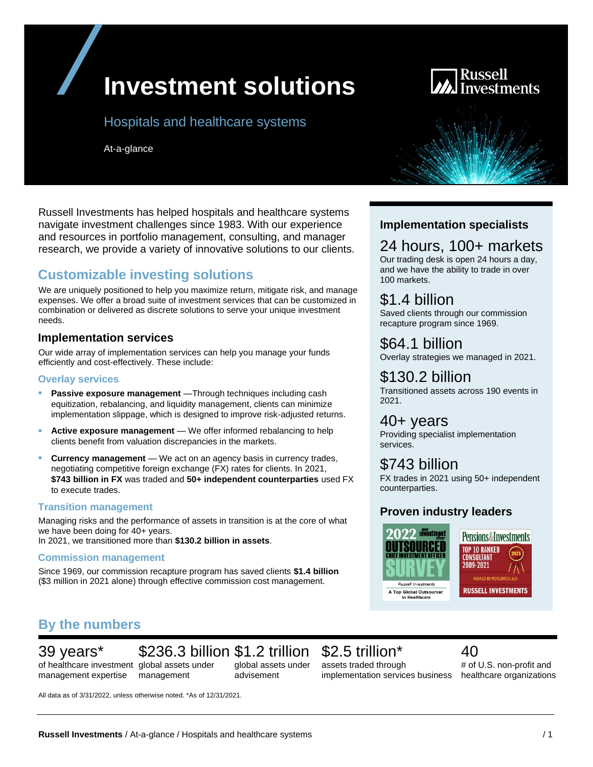# Investment solutions

## Hospitals and healthcare systems

At-a-glance

Russell Investments has helped hospitals and healthcare systems navigate investment challenges since 1983. With our experience and resources in portfolio management, consulting, and manager research, we provide a variety of innovative solutions to our clients.

## Customizable investing solutions

We are uniquely positioned to help you maximize return, mitigate risk, and manage expenses. We offer a broad suite of investment services that can be customized in combination or delivered as discrete solutions to serve your unique investment needs.

### Implementation services

Our wide array of implementation services can help you manage your funds efficiently and cost-effectively. These include:

#### Overlay services

- **Passive exposure management** —Through techniques including cash equitization, rebalancing, and liquidity management, clients can minimize implementation slippage, which is designed to improve risk-adjusted returns.
- **Active exposure management** — We offer informed rebalancing to help clients benefit from valuation discrepancies in the markets.
- **Currency management** — We act on an agency basis in currency trades, negotiating competitive foreign exchange (FX) rates for clients. In 2021, **$743 billion in FX** was traded and **50+ independent counterparties** used FX to execute trades.

#### Transition management

Managing risks and the performance of assets in transition is at the core of what we have been doing for 40+ years.
In 2021, we transitioned more than **$130.2 billion in assets**.

#### Commission management

Since 1969, our commission recapture program has saved clients **$1.4 billion** ($3 million in 2021 alone) through effective commission cost management.

### Implementation specialists

**24 hours, 100+ markets**
Our trading desk is open 24 hours a day, and we have the ability to trade in over 100 markets.

**$1.4 billion**
Saved clients through our commission recapture program since 1969.

**$64.1 billion**
Overlay strategies we managed in 2021.

**$130.2 billion**
Transitioned assets across 190 events in 2021.

**40+ years**
Providing specialist implementation services.

**$743 billion**
FX trades in 2021 using 50+ independent counterparties.

### Proven industry leaders

2022 Chief Investment Officer Outsourced Chief Investment Officer Survey — Russell Investments: A Top Global Outsourcer in Healthcare

Pensions&Investments — Top 10 Ranked Consultant 2009-2021 — Ranked by Worldwide AUA — Russell Investments

## By the numbers

| 39 years* | $236.3 billion | $1.2 trillion | $2.5 trillion* | 40 |
|---|---|---|---|---|
| of healthcare investment management expertise | global assets under management | global assets under advisement | assets traded through implementation services business | # of U.S. non-profit and healthcare organizations |

All data as of 3/31/2022, unless otherwise noted. *As of 12/31/2021.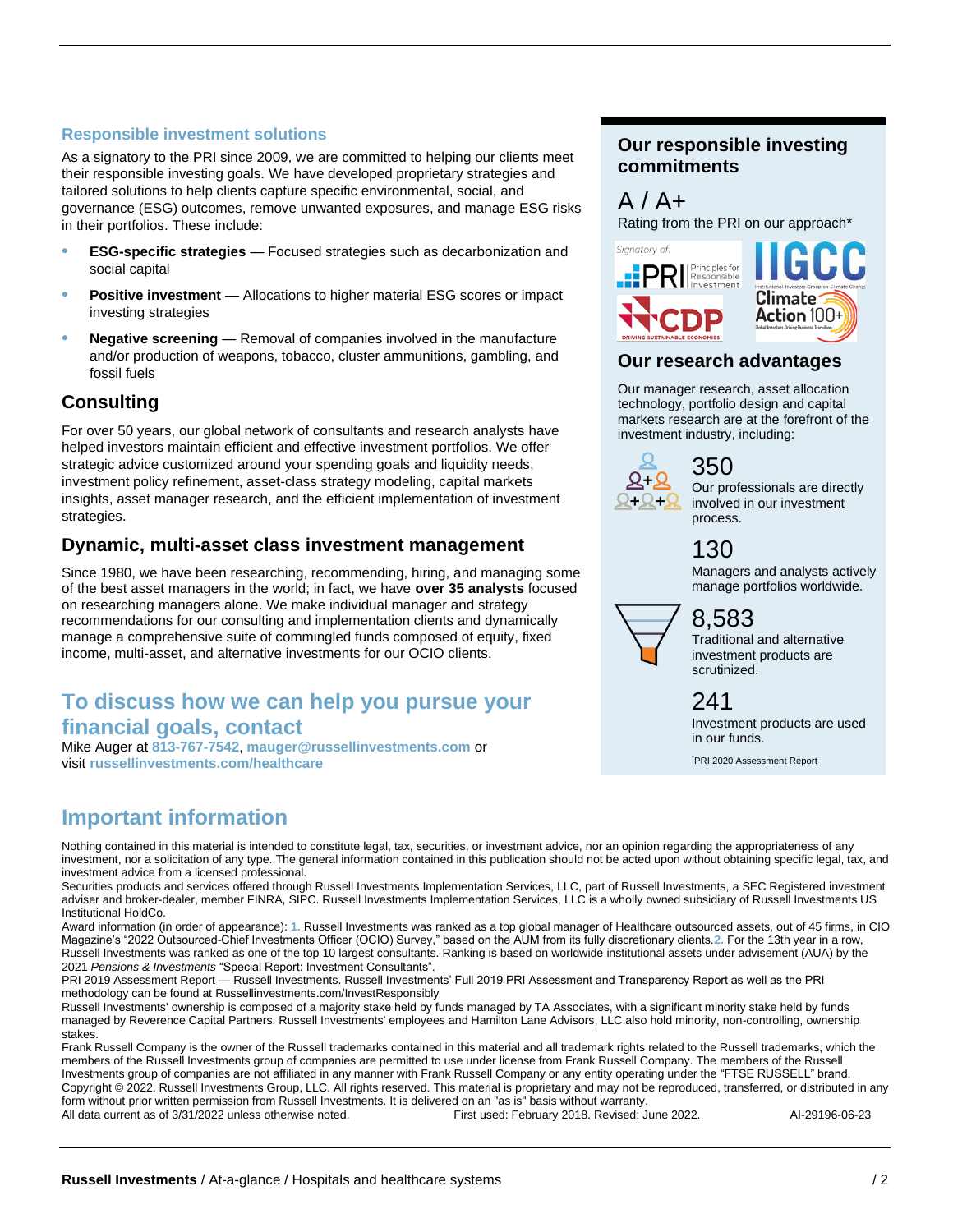## Responsible investment solutions

As a signatory to the PRI since 2009, we are committed to helping our clients meet their responsible investing goals. We have developed proprietary strategies and tailored solutions to help clients capture specific environmental, social, and governance (ESG) outcomes, remove unwanted exposures, and manage ESG risks in their portfolios. These include:

- **ESG-specific strategies** — Focused strategies such as decarbonization and social capital
- **Positive investment** — Allocations to higher material ESG scores or impact investing strategies
- **Negative screening** — Removal of companies involved in the manufacture and/or production of weapons, tobacco, cluster ammunitions, gambling, and fossil fuels

## Consulting

For over 50 years, our global network of consultants and research analysts have helped investors maintain efficient and effective investment portfolios. We offer strategic advice customized around your spending goals and liquidity needs, investment policy refinement, asset-class strategy modeling, capital markets insights, asset manager research, and the efficient implementation of investment strategies.

## Dynamic, multi-asset class investment management

Since 1980, we have been researching, recommending, hiring, and managing some of the best asset managers in the world; in fact, we have **over 35 analysts** focused on researching managers alone. We make individual manager and strategy recommendations for our consulting and implementation clients and dynamically manage a comprehensive suite of commingled funds composed of equity, fixed income, multi-asset, and alternative investments for our OCIO clients.

## To discuss how we can help you pursue your financial goals, contact

Mike Auger at **813-767-7542**, **mauger@russellinvestments.com** or visit **russellinvestments.com/healthcare**

## Our responsible investing commitments

A / A+

Rating from the PRI on our approach*

Signatory of: PRI Principles for Responsible Investment

IIGCC Institutional Investors Group on Climate Change

CDP DRIVING SUSTAINABLE ECONOMIES

Climate Action 100+

## Our research advantages

Our manager research, asset allocation technology, portfolio design and capital markets research are at the forefront of the investment industry, including:

350

Our professionals are directly involved in our investment process.

130

Managers and analysts actively manage portfolios worldwide.

8,583

Traditional and alternative investment products are scrutinized.

241

Investment products are used in our funds.

*PRI 2020 Assessment Report

## Important information

Nothing contained in this material is intended to constitute legal, tax, securities, or investment advice, nor an opinion regarding the appropriateness of any investment, nor a solicitation of any type. The general information contained in this publication should not be acted upon without obtaining specific legal, tax, and investment advice from a licensed professional.

Securities products and services offered through Russell Investments Implementation Services, LLC, part of Russell Investments, a SEC Registered investment adviser and broker-dealer, member FINRA, SIPC. Russell Investments Implementation Services, LLC is a wholly owned subsidiary of Russell Investments US Institutional HoldCo.

Award information (in order of appearance): 1. Russell Investments was ranked as a top global manager of Healthcare outsourced assets, out of 45 firms, in CIO Magazine's "2022 Outsourced-Chief Investments Officer (OCIO) Survey," based on the AUM from its fully discretionary clients. 2. For the 13th year in a row, Russell Investments was ranked as one of the top 10 largest consultants. Ranking is based on worldwide institutional assets under advisement (AUA) by the 2021 *Pensions & Investments* "Special Report: Investment Consultants".

PRI 2019 Assessment Report — Russell Investments. Russell Investments' Full 2019 PRI Assessment and Transparency Report as well as the PRI methodology can be found at Russellinvestments.com/InvestResponsibly

Russell Investments' ownership is composed of a majority stake held by funds managed by TA Associates, with a significant minority stake held by funds managed by Reverence Capital Partners. Russell Investments' employees and Hamilton Lane Advisors, LLC also hold minority, non-controlling, ownership stakes.

Frank Russell Company is the owner of the Russell trademarks contained in this material and all trademark rights related to the Russell trademarks, which the members of the Russell Investments group of companies are permitted to use under license from Frank Russell Company. The members of the Russell Investments group of companies are not affiliated in any manner with Frank Russell Company or any entity operating under the "FTSE RUSSELL" brand.

Copyright © 2022. Russell Investments Group, LLC. All rights reserved. This material is proprietary and may not be reproduced, transferred, or distributed in any form without prior written permission from Russell Investments. It is delivered on an "as is" basis without warranty.

All data current as of 3/31/2022 unless otherwise noted. First used: February 2018. Revised: June 2022. AI-29196-06-23